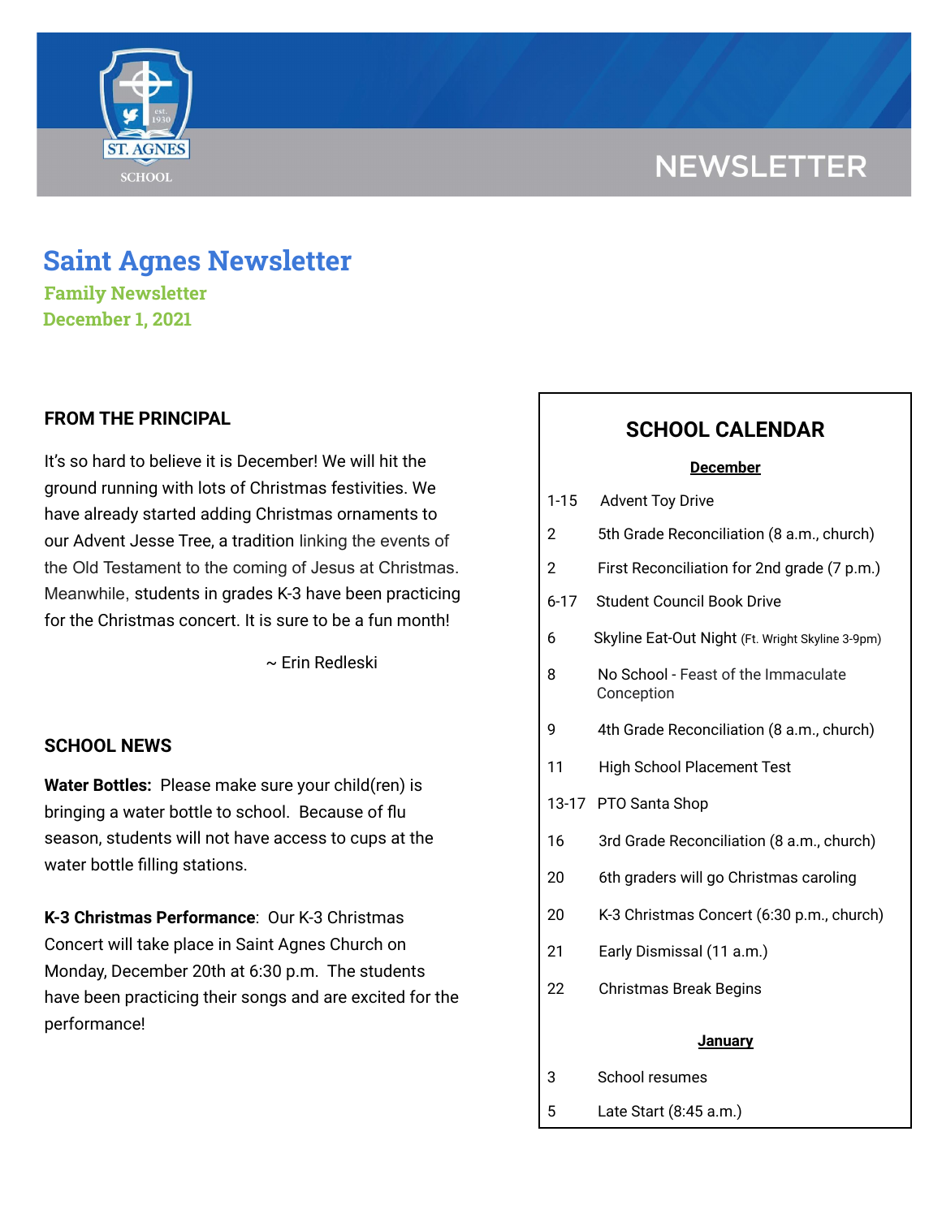# Saint Agnes Newsletter

**Family Newsletter**

**December 1, 2021**

## FROM THE PRINCIPAL

It's so hard to believe it is December! We will hit the ground running with lots of Christmas festivities. We have already started adding Christmas ornaments to our Advent Jesse Tree, a tradition linking the events of the Old Testament to the coming of Jesus at Christmas. Meanwhile, students in grades K-3 have been practicing for the Christmas concert. It is sure to be a fun month!

~ Erin Redleski

## SCHOOL NEWS

**Water Bottles:** Please make sure your child(ren) is bringing a water bottle to school. Because of flu season, students will not have access to cups at the water bottle filling stations.

**K-3 Christmas Performance**: Our K-3 Christmas Concert will take place in Saint Agnes Church on Monday, December 20th at 6:30 p.m. The students have been practicing their songs and are excited for the performance!

## SCHOOL CALENDAR

**December**

| | |
|---|---|
| 1-15 | Advent Toy Drive |
| 2 | 5th Grade Reconciliation (8 a.m., church) |
| 2 | First Reconciliation for 2nd grade (7 p.m.) |
| 6-17 | Student Council Book Drive |
| 6 | Skyline Eat-Out Night (Ft. Wright Skyline 3-9pm) |
| 8 | No School - Feast of the Immaculate Conception |
| 9 | 4th Grade Reconciliation (8 a.m., church) |
| 11 | High School Placement Test |
| 13-17 | PTO Santa Shop |
| 16 | 3rd Grade Reconciliation (8 a.m., church) |
| 20 | 6th graders will go Christmas caroling |
| 20 | K-3 Christmas Concert (6:30 p.m., church) |
| 21 | Early Dismissal (11 a.m.) |
| 22 | Christmas Break Begins |

**January**

| | |
|---|---|
| 3 | School resumes |
| 5 | Late Start (8:45 a.m.) |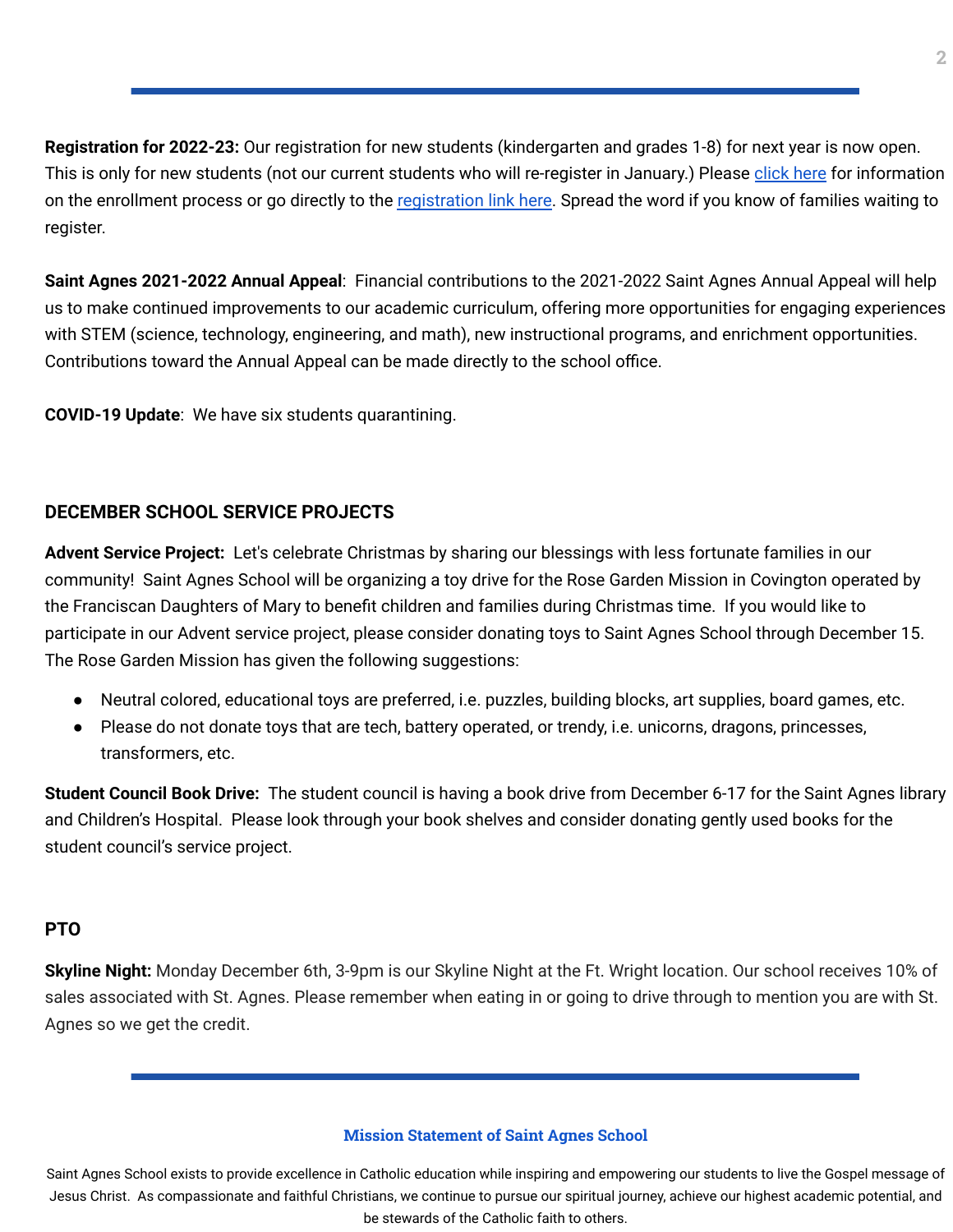**Registration for 2022-23:** Our registration for new students (kindergarten and grades 1-8) for next year is now open. This is only for new students (not our current students who will re-register in January.) Please click here for information on the enrollment process or go directly to the registration link here. Spread the word if you know of families waiting to register.

**Saint Agnes 2021-2022 Annual Appeal**: Financial contributions to the 2021-2022 Saint Agnes Annual Appeal will help us to make continued improvements to our academic curriculum, offering more opportunities for engaging experiences with STEM (science, technology, engineering, and math), new instructional programs, and enrichment opportunities. Contributions toward the Annual Appeal can be made directly to the school office.

**COVID-19 Update**: We have six students quarantining.

## DECEMBER SCHOOL SERVICE PROJECTS

**Advent Service Project:** Let's celebrate Christmas by sharing our blessings with less fortunate families in our community! Saint Agnes School will be organizing a toy drive for the Rose Garden Mission in Covington operated by the Franciscan Daughters of Mary to benefit children and families during Christmas time. If you would like to participate in our Advent service project, please consider donating toys to Saint Agnes School through December 15. The Rose Garden Mission has given the following suggestions:

- Neutral colored, educational toys are preferred, i.e. puzzles, building blocks, art supplies, board games, etc.
- Please do not donate toys that are tech, battery operated, or trendy, i.e. unicorns, dragons, princesses, transformers, etc.

**Student Council Book Drive:** The student council is having a book drive from December 6-17 for the Saint Agnes library and Children's Hospital. Please look through your book shelves and consider donating gently used books for the student council's service project.

## PTO

**Skyline Night:** Monday December 6th, 3-9pm is our Skyline Night at the Ft. Wright location. Our school receives 10% of sales associated with St. Agnes. Please remember when eating in or going to drive through to mention you are with St. Agnes so we get the credit.

### Mission Statement of Saint Agnes School

Saint Agnes School exists to provide excellence in Catholic education while inspiring and empowering our students to live the Gospel message of Jesus Christ. As compassionate and faithful Christians, we continue to pursue our spiritual journey, achieve our highest academic potential, and be stewards of the Catholic faith to others.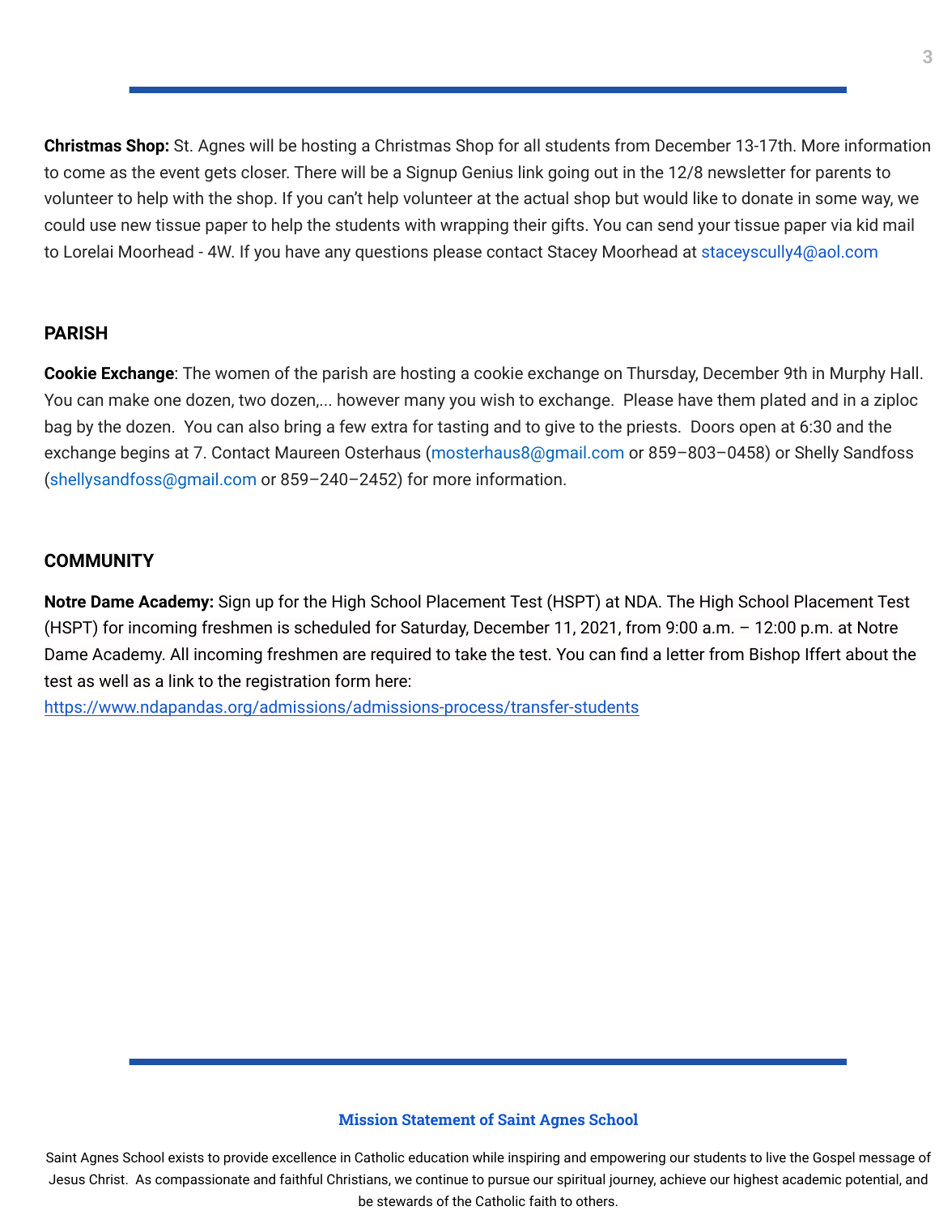**Christmas Shop:** St. Agnes will be hosting a Christmas Shop for all students from December 13-17th. More information to come as the event gets closer. There will be a Signup Genius link going out in the 12/8 newsletter for parents to volunteer to help with the shop. If you can't help volunteer at the actual shop but would like to donate in some way, we could use new tissue paper to help the students with wrapping their gifts. You can send your tissue paper via kid mail to Lorelai Moorhead - 4W. If you have any questions please contact Stacey Moorhead at staceyscully4@aol.com

## PARISH

**Cookie Exchange**: The women of the parish are hosting a cookie exchange on Thursday, December 9th in Murphy Hall. You can make one dozen, two dozen,... however many you wish to exchange. Please have them plated and in a ziploc bag by the dozen. You can also bring a few extra for tasting and to give to the priests. Doors open at 6:30 and the exchange begins at 7. Contact Maureen Osterhaus (mosterhaus8@gmail.com or 859–803–0458) or Shelly Sandfoss (shellysandfoss@gmail.com or 859–240–2452) for more information.

## COMMUNITY

**Notre Dame Academy:** Sign up for the High School Placement Test (HSPT) at NDA. The High School Placement Test (HSPT) for incoming freshmen is scheduled for Saturday, December 11, 2021, from 9:00 a.m. – 12:00 p.m. at Notre Dame Academy. All incoming freshmen are required to take the test. You can find a letter from Bishop Iffert about the test as well as a link to the registration form here: https://www.ndapandas.org/admissions/admissions-process/transfer-students

### Mission Statement of Saint Agnes School

Saint Agnes School exists to provide excellence in Catholic education while inspiring and empowering our students to live the Gospel message of Jesus Christ. As compassionate and faithful Christians, we continue to pursue our spiritual journey, achieve our highest academic potential, and be stewards of the Catholic faith to others.